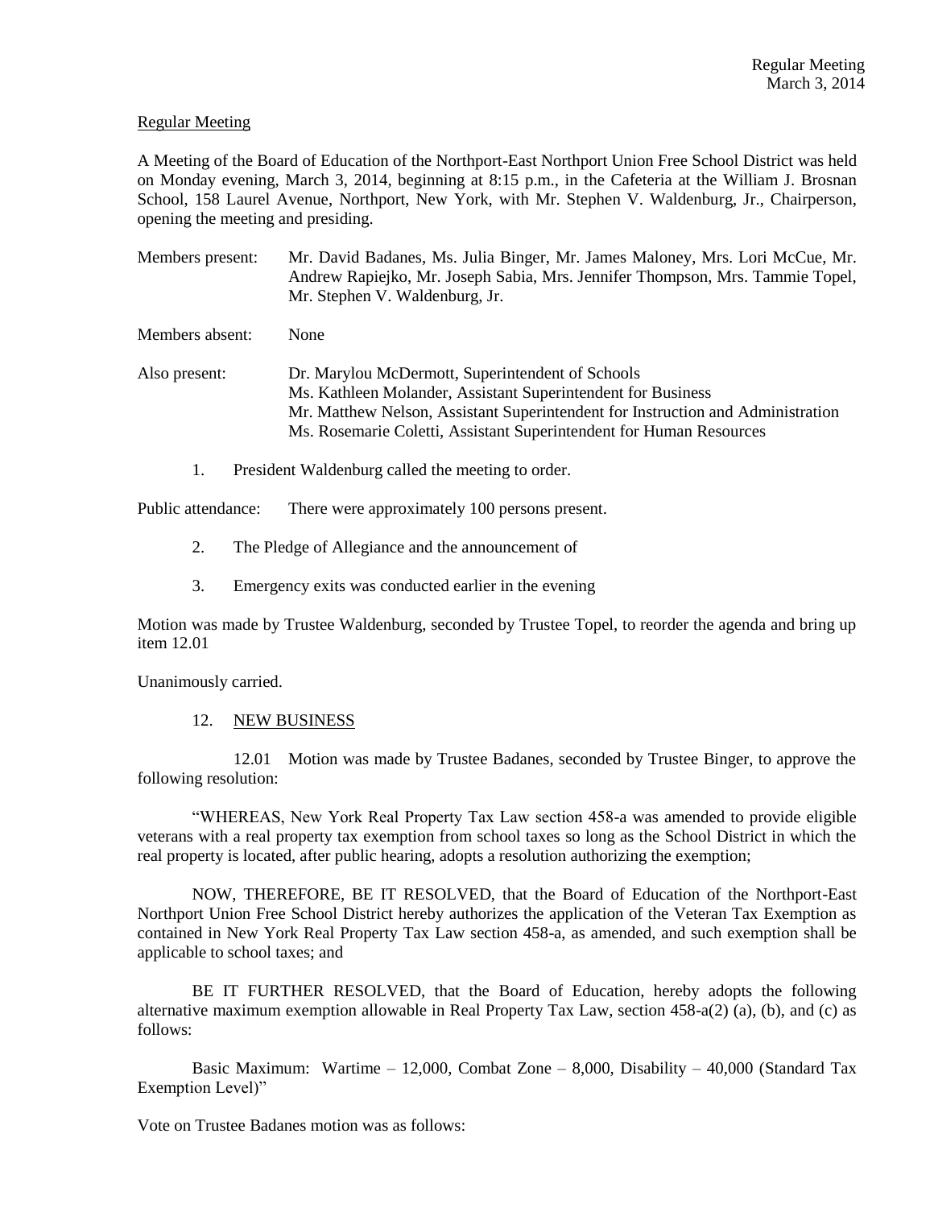Regular Meeting

A Meeting of the Board of Education of the Northport-East Northport Union Free School District was held on Monday evening, March 3, 2014, beginning at 8:15 p.m., in the Cafeteria at the William J. Brosnan School, 158 Laurel Avenue, Northport, New York, with Mr. Stephen V. Waldenburg, Jr., Chairperson, opening the meeting and presiding.

Members present: Mr. David Badanes, Ms. Julia Binger, Mr. James Maloney, Mrs. Lori McCue, Mr. Andrew Rapiejko, Mr. Joseph Sabia, Mrs. Jennifer Thompson, Mrs. Tammie Topel, Mr. Stephen V. Waldenburg, Jr.

Members absent: None

Also present: Dr. Marylou McDermott, Superintendent of Schools
Ms. Kathleen Molander, Assistant Superintendent for Business
Mr. Matthew Nelson, Assistant Superintendent for Instruction and Administration
Ms. Rosemarie Coletti, Assistant Superintendent for Human Resources

1. President Waldenburg called the meeting to order.

Public attendance: There were approximately 100 persons present.

2. The Pledge of Allegiance and the announcement of

3. Emergency exits was conducted earlier in the evening

Motion was made by Trustee Waldenburg, seconded by Trustee Topel, to reorder the agenda and bring up item 12.01

Unanimously carried.

12. NEW BUSINESS

12.01 Motion was made by Trustee Badanes, seconded by Trustee Binger, to approve the following resolution:

"WHEREAS, New York Real Property Tax Law section 458-a was amended to provide eligible veterans with a real property tax exemption from school taxes so long as the School District in which the real property is located, after public hearing, adopts a resolution authorizing the exemption;

NOW, THEREFORE, BE IT RESOLVED, that the Board of Education of the Northport-East Northport Union Free School District hereby authorizes the application of the Veteran Tax Exemption as contained in New York Real Property Tax Law section 458-a, as amended, and such exemption shall be applicable to school taxes; and

BE IT FURTHER RESOLVED, that the Board of Education, hereby adopts the following alternative maximum exemption allowable in Real Property Tax Law, section 458-a(2) (a), (b), and (c) as follows:

Basic Maximum: Wartime – 12,000, Combat Zone – 8,000, Disability – 40,000 (Standard Tax Exemption Level)"

Vote on Trustee Badanes motion was as follows: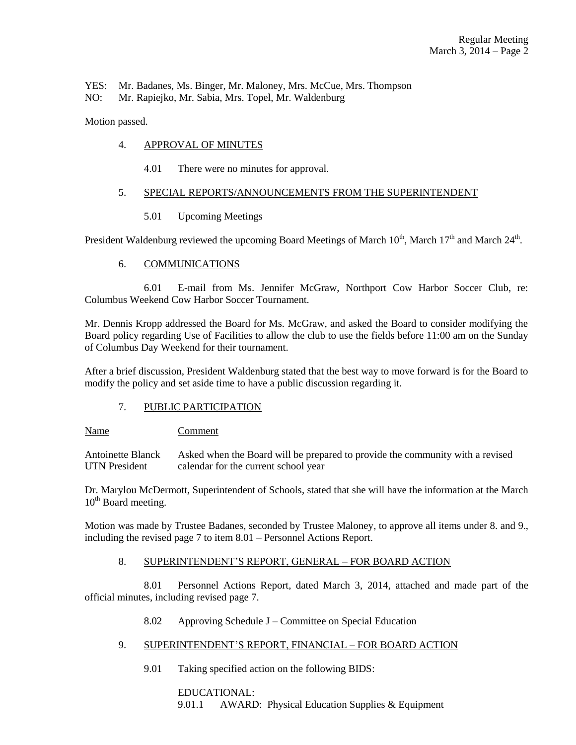YES: Mr. Badanes, Ms. Binger, Mr. Maloney, Mrs. McCue, Mrs. Thompson
NO: Mr. Rapiejko, Mr. Sabia, Mrs. Topel, Mr. Waldenburg

Motion passed.

4. APPROVAL OF MINUTES

4.01 There were no minutes for approval.

5. SPECIAL REPORTS/ANNOUNCEMENTS FROM THE SUPERINTENDENT

5.01 Upcoming Meetings

President Waldenburg reviewed the upcoming Board Meetings of March 10th, March 17th and March 24th.

6. COMMUNICATIONS

6.01 E-mail from Ms. Jennifer McGraw, Northport Cow Harbor Soccer Club, re: Columbus Weekend Cow Harbor Soccer Tournament.

Mr. Dennis Kropp addressed the Board for Ms. McGraw, and asked the Board to consider modifying the Board policy regarding Use of Facilities to allow the club to use the fields before 11:00 am on the Sunday of Columbus Day Weekend for their tournament.

After a brief discussion, President Waldenburg stated that the best way to move forward is for the Board to modify the policy and set aside time to have a public discussion regarding it.

7. PUBLIC PARTICIPATION

| Name | Comment |
|---|---|
| Antoinette Blanck<br>UTN President | Asked when the Board will be prepared to provide the community with a revised calendar for the current school year |

Dr. Marylou McDermott, Superintendent of Schools, stated that she will have the information at the March 10th Board meeting.

Motion was made by Trustee Badanes, seconded by Trustee Maloney, to approve all items under 8. and 9., including the revised page 7 to item 8.01 – Personnel Actions Report.

8. SUPERINTENDENT'S REPORT, GENERAL – FOR BOARD ACTION

8.01 Personnel Actions Report, dated March 3, 2014, attached and made part of the official minutes, including revised page 7.

8.02 Approving Schedule J – Committee on Special Education

9. SUPERINTENDENT'S REPORT, FINANCIAL – FOR BOARD ACTION

9.01 Taking specified action on the following BIDS:

EDUCATIONAL:
9.01.1 AWARD: Physical Education Supplies & Equipment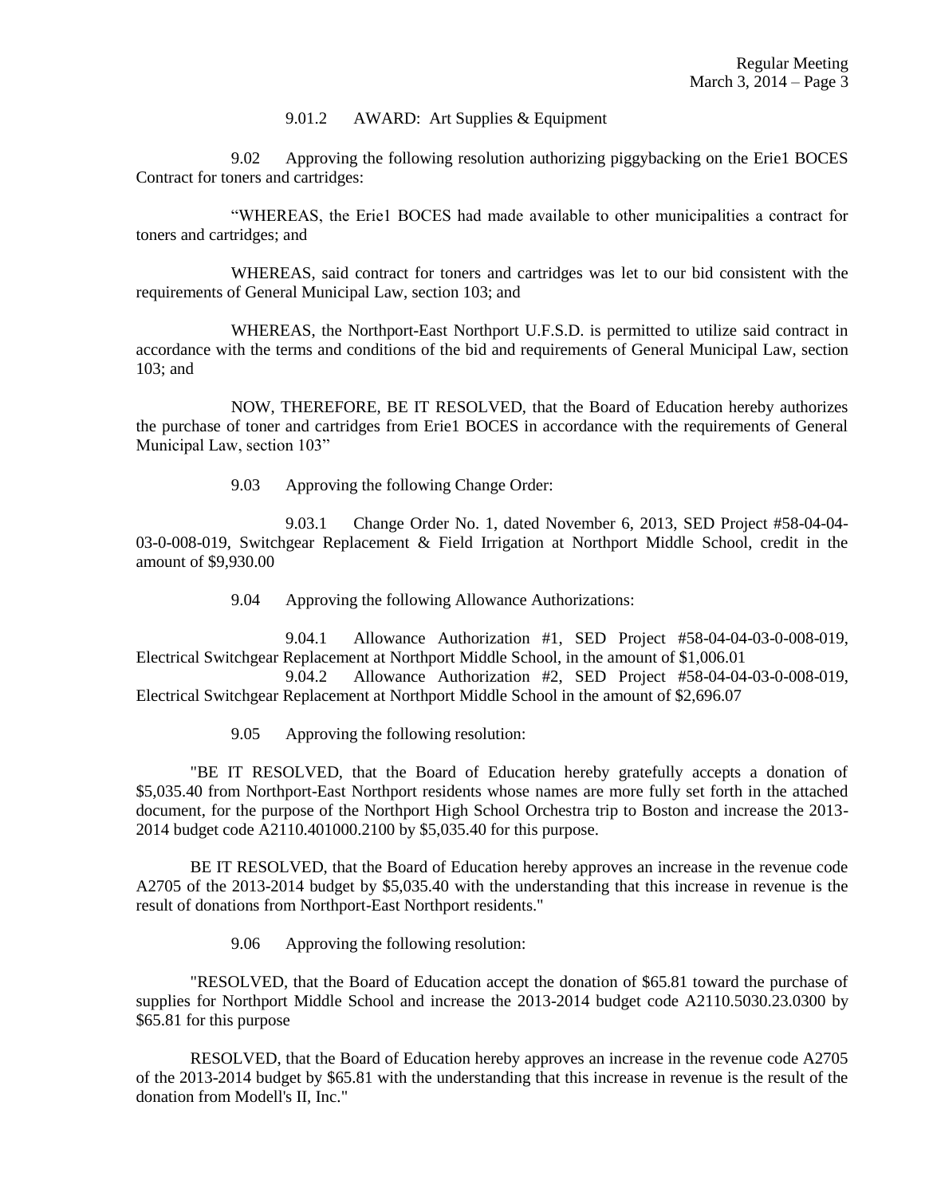9.01.2 AWARD: Art Supplies & Equipment

9.02 Approving the following resolution authorizing piggybacking on the Erie1 BOCES Contract for toners and cartridges:

"WHEREAS, the Erie1 BOCES had made available to other municipalities a contract for toners and cartridges; and

WHEREAS, said contract for toners and cartridges was let to our bid consistent with the requirements of General Municipal Law, section 103; and

WHEREAS, the Northport-East Northport U.F.S.D. is permitted to utilize said contract in accordance with the terms and conditions of the bid and requirements of General Municipal Law, section 103; and

NOW, THEREFORE, BE IT RESOLVED, that the Board of Education hereby authorizes the purchase of toner and cartridges from Erie1 BOCES in accordance with the requirements of General Municipal Law, section 103"

9.03 Approving the following Change Order:

9.03.1 Change Order No. 1, dated November 6, 2013, SED Project #58-04-04-03-0-008-019, Switchgear Replacement & Field Irrigation at Northport Middle School, credit in the amount of $9,930.00

9.04 Approving the following Allowance Authorizations:

9.04.1 Allowance Authorization #1, SED Project #58-04-04-03-0-008-019, Electrical Switchgear Replacement at Northport Middle School, in the amount of $1,006.01

9.04.2 Allowance Authorization #2, SED Project #58-04-04-03-0-008-019, Electrical Switchgear Replacement at Northport Middle School in the amount of $2,696.07

9.05 Approving the following resolution:

"BE IT RESOLVED, that the Board of Education hereby gratefully accepts a donation of $5,035.40 from Northport-East Northport residents whose names are more fully set forth in the attached document, for the purpose of the Northport High School Orchestra trip to Boston and increase the 2013-2014 budget code A2110.401000.2100 by $5,035.40 for this purpose.

BE IT RESOLVED, that the Board of Education hereby approves an increase in the revenue code A2705 of the 2013-2014 budget by $5,035.40 with the understanding that this increase in revenue is the result of donations from Northport-East Northport residents."

9.06 Approving the following resolution:

"RESOLVED, that the Board of Education accept the donation of $65.81 toward the purchase of supplies for Northport Middle School and increase the 2013-2014 budget code A2110.5030.23.0300 by $65.81 for this purpose

RESOLVED, that the Board of Education hereby approves an increase in the revenue code A2705 of the 2013-2014 budget by $65.81 with the understanding that this increase in revenue is the result of the donation from Modell's II, Inc."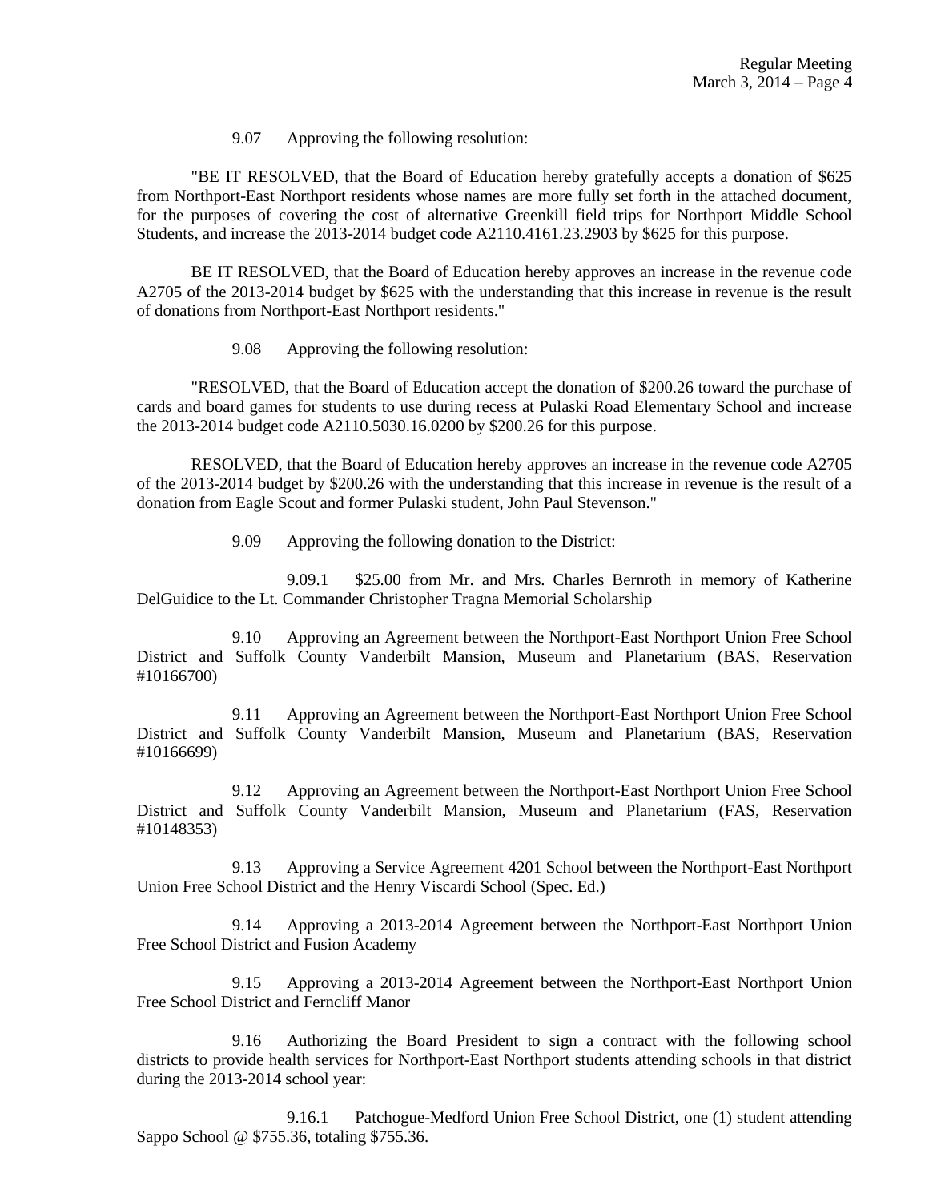9.07 Approving the following resolution:

"BE IT RESOLVED, that the Board of Education hereby gratefully accepts a donation of $625 from Northport-East Northport residents whose names are more fully set forth in the attached document, for the purposes of covering the cost of alternative Greenkill field trips for Northport Middle School Students, and increase the 2013-2014 budget code A2110.4161.23.2903 by $625 for this purpose.

BE IT RESOLVED, that the Board of Education hereby approves an increase in the revenue code A2705 of the 2013-2014 budget by $625 with the understanding that this increase in revenue is the result of donations from Northport-East Northport residents."

9.08 Approving the following resolution:

"RESOLVED, that the Board of Education accept the donation of $200.26 toward the purchase of cards and board games for students to use during recess at Pulaski Road Elementary School and increase the 2013-2014 budget code A2110.5030.16.0200 by $200.26 for this purpose.

RESOLVED, that the Board of Education hereby approves an increase in the revenue code A2705 of the 2013-2014 budget by $200.26 with the understanding that this increase in revenue is the result of a donation from Eagle Scout and former Pulaski student, John Paul Stevenson."

9.09 Approving the following donation to the District:

9.09.1 $25.00 from Mr. and Mrs. Charles Bernroth in memory of Katherine DelGuidice to the Lt. Commander Christopher Tragna Memorial Scholarship

9.10 Approving an Agreement between the Northport-East Northport Union Free School District and Suffolk County Vanderbilt Mansion, Museum and Planetarium (BAS, Reservation #10166700)

9.11 Approving an Agreement between the Northport-East Northport Union Free School District and Suffolk County Vanderbilt Mansion, Museum and Planetarium (BAS, Reservation #10166699)

9.12 Approving an Agreement between the Northport-East Northport Union Free School District and Suffolk County Vanderbilt Mansion, Museum and Planetarium (FAS, Reservation #10148353)

9.13 Approving a Service Agreement 4201 School between the Northport-East Northport Union Free School District and the Henry Viscardi School (Spec. Ed.)

9.14 Approving a 2013-2014 Agreement between the Northport-East Northport Union Free School District and Fusion Academy

9.15 Approving a 2013-2014 Agreement between the Northport-East Northport Union Free School District and Ferncliff Manor

9.16 Authorizing the Board President to sign a contract with the following school districts to provide health services for Northport-East Northport students attending schools in that district during the 2013-2014 school year:

9.16.1 Patchogue-Medford Union Free School District, one (1) student attending Sappo School @ $755.36, totaling $755.36.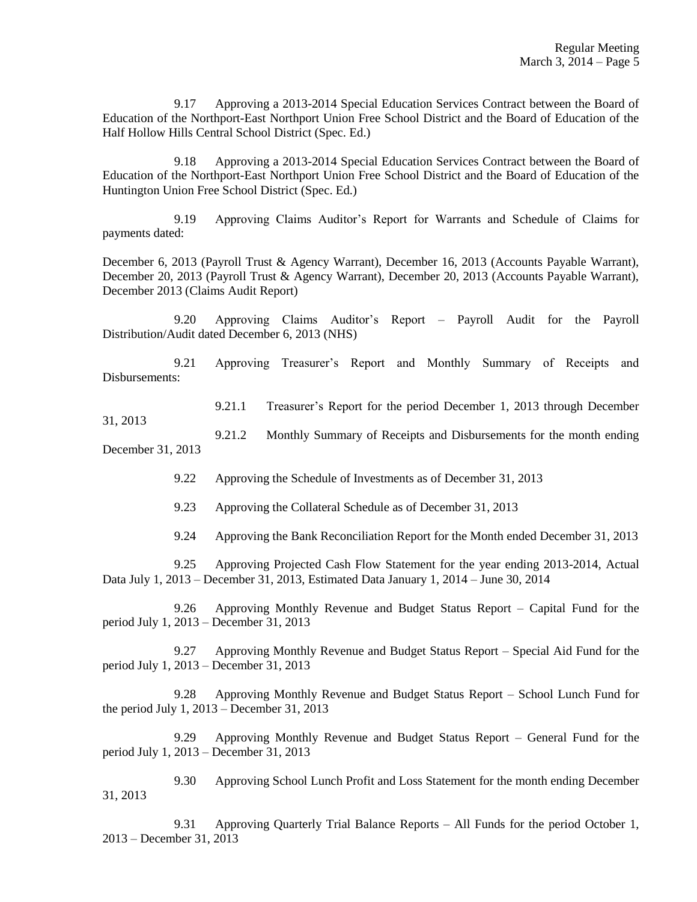9.17 Approving a 2013-2014 Special Education Services Contract between the Board of Education of the Northport-East Northport Union Free School District and the Board of Education of the Half Hollow Hills Central School District (Spec. Ed.)

9.18 Approving a 2013-2014 Special Education Services Contract between the Board of Education of the Northport-East Northport Union Free School District and the Board of Education of the Huntington Union Free School District (Spec. Ed.)

9.19 Approving Claims Auditor's Report for Warrants and Schedule of Claims for payments dated:

December 6, 2013 (Payroll Trust & Agency Warrant), December 16, 2013 (Accounts Payable Warrant), December 20, 2013 (Payroll Trust & Agency Warrant), December 20, 2013 (Accounts Payable Warrant), December 2013 (Claims Audit Report)

9.20 Approving Claims Auditor's Report – Payroll Audit for the Payroll Distribution/Audit dated December 6, 2013 (NHS)

9.21 Approving Treasurer's Report and Monthly Summary of Receipts and Disbursements:

9.21.1 Treasurer's Report for the period December 1, 2013 through December 31, 2013

9.21.2 Monthly Summary of Receipts and Disbursements for the month ending December 31, 2013

9.22 Approving the Schedule of Investments as of December 31, 2013

9.23 Approving the Collateral Schedule as of December 31, 2013

9.24 Approving the Bank Reconciliation Report for the Month ended December 31, 2013

9.25 Approving Projected Cash Flow Statement for the year ending 2013-2014, Actual Data July 1, 2013 – December 31, 2013, Estimated Data January 1, 2014 – June 30, 2014

9.26 Approving Monthly Revenue and Budget Status Report – Capital Fund for the period July 1, 2013 – December 31, 2013

9.27 Approving Monthly Revenue and Budget Status Report – Special Aid Fund for the period July 1, 2013 – December 31, 2013

9.28 Approving Monthly Revenue and Budget Status Report – School Lunch Fund for the period July 1, 2013 – December 31, 2013

9.29 Approving Monthly Revenue and Budget Status Report – General Fund for the period July 1, 2013 – December 31, 2013

9.30 Approving School Lunch Profit and Loss Statement for the month ending December 31, 2013

9.31 Approving Quarterly Trial Balance Reports – All Funds for the period October 1, 2013 – December 31, 2013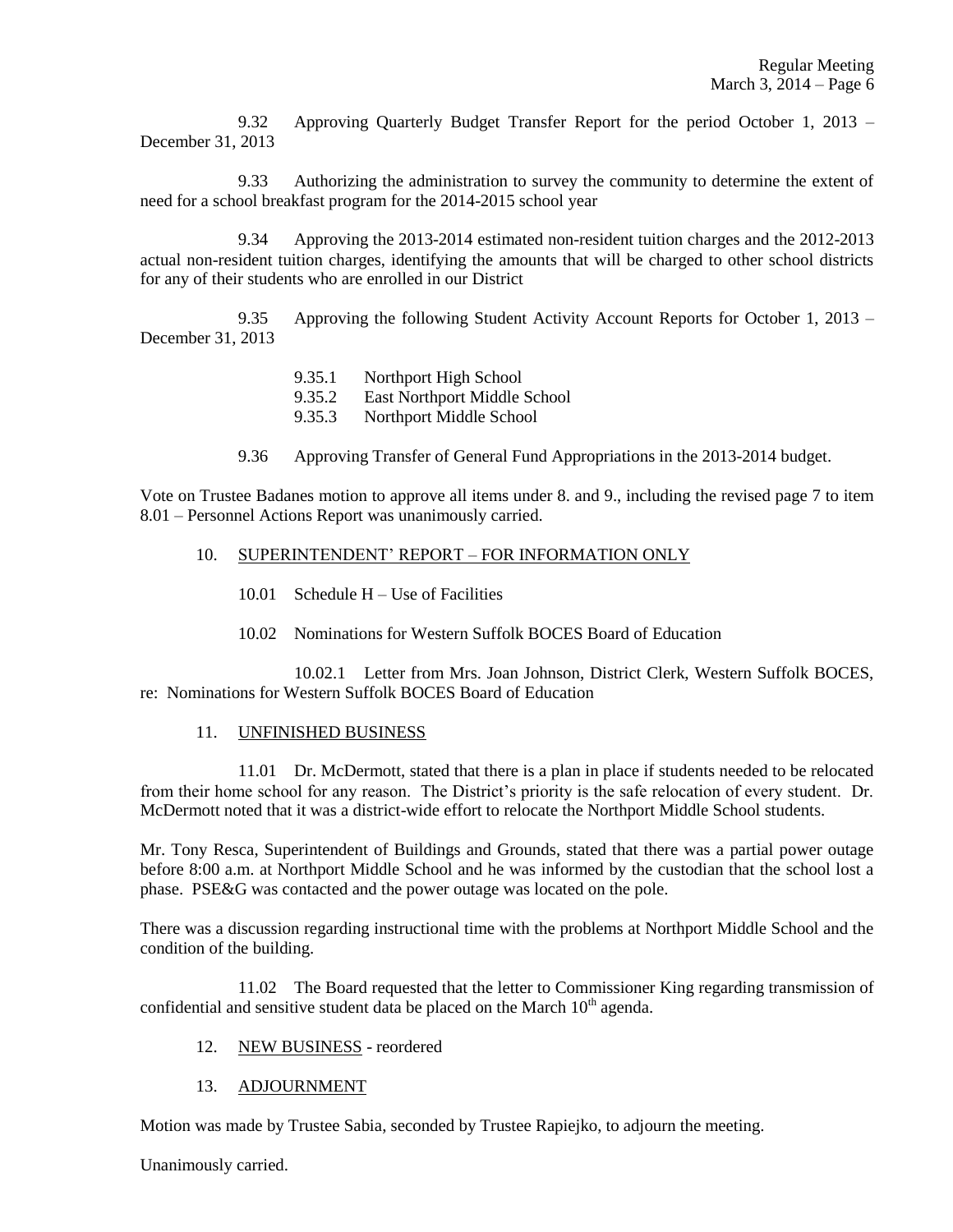9.32 Approving Quarterly Budget Transfer Report for the period October 1, 2013 – December 31, 2013

9.33 Authorizing the administration to survey the community to determine the extent of need for a school breakfast program for the 2014-2015 school year

9.34 Approving the 2013-2014 estimated non-resident tuition charges and the 2012-2013 actual non-resident tuition charges, identifying the amounts that will be charged to other school districts for any of their students who are enrolled in our District

9.35 Approving the following Student Activity Account Reports for October 1, 2013 – December 31, 2013

- 9.35.1 Northport High School
- 9.35.2 East Northport Middle School
- 9.35.3 Northport Middle School

9.36 Approving Transfer of General Fund Appropriations in the 2013-2014 budget.

Vote on Trustee Badanes motion to approve all items under 8. and 9., including the revised page 7 to item 8.01 – Personnel Actions Report was unanimously carried.

10. SUPERINTENDENT' REPORT – FOR INFORMATION ONLY

10.01 Schedule H – Use of Facilities

10.02 Nominations for Western Suffolk BOCES Board of Education

10.02.1 Letter from Mrs. Joan Johnson, District Clerk, Western Suffolk BOCES, re: Nominations for Western Suffolk BOCES Board of Education

11. UNFINISHED BUSINESS

11.01 Dr. McDermott, stated that there is a plan in place if students needed to be relocated from their home school for any reason. The District's priority is the safe relocation of every student. Dr. McDermott noted that it was a district-wide effort to relocate the Northport Middle School students.

Mr. Tony Resca, Superintendent of Buildings and Grounds, stated that there was a partial power outage before 8:00 a.m. at Northport Middle School and he was informed by the custodian that the school lost a phase. PSE&G was contacted and the power outage was located on the pole.

There was a discussion regarding instructional time with the problems at Northport Middle School and the condition of the building.

11.02 The Board requested that the letter to Commissioner King regarding transmission of confidential and sensitive student data be placed on the March 10th agenda.

12. NEW BUSINESS - reordered

13. ADJOURNMENT

Motion was made by Trustee Sabia, seconded by Trustee Rapiejko, to adjourn the meeting.

Unanimously carried.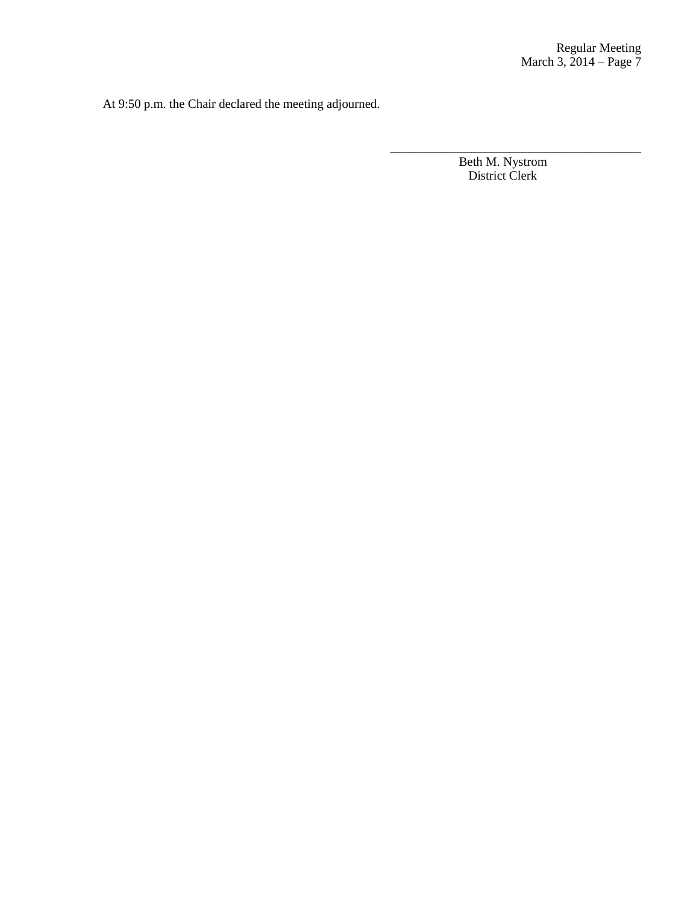At 9:50 p.m. the Chair declared the meeting adjourned.

\_\_\_\_\_\_\_\_\_\_\_\_\_\_\_\_\_\_\_\_\_\_\_\_\_\_\_\_\_\_\_\_\_\_\_\_\_\_\_\_

Beth M. Nystrom
District Clerk